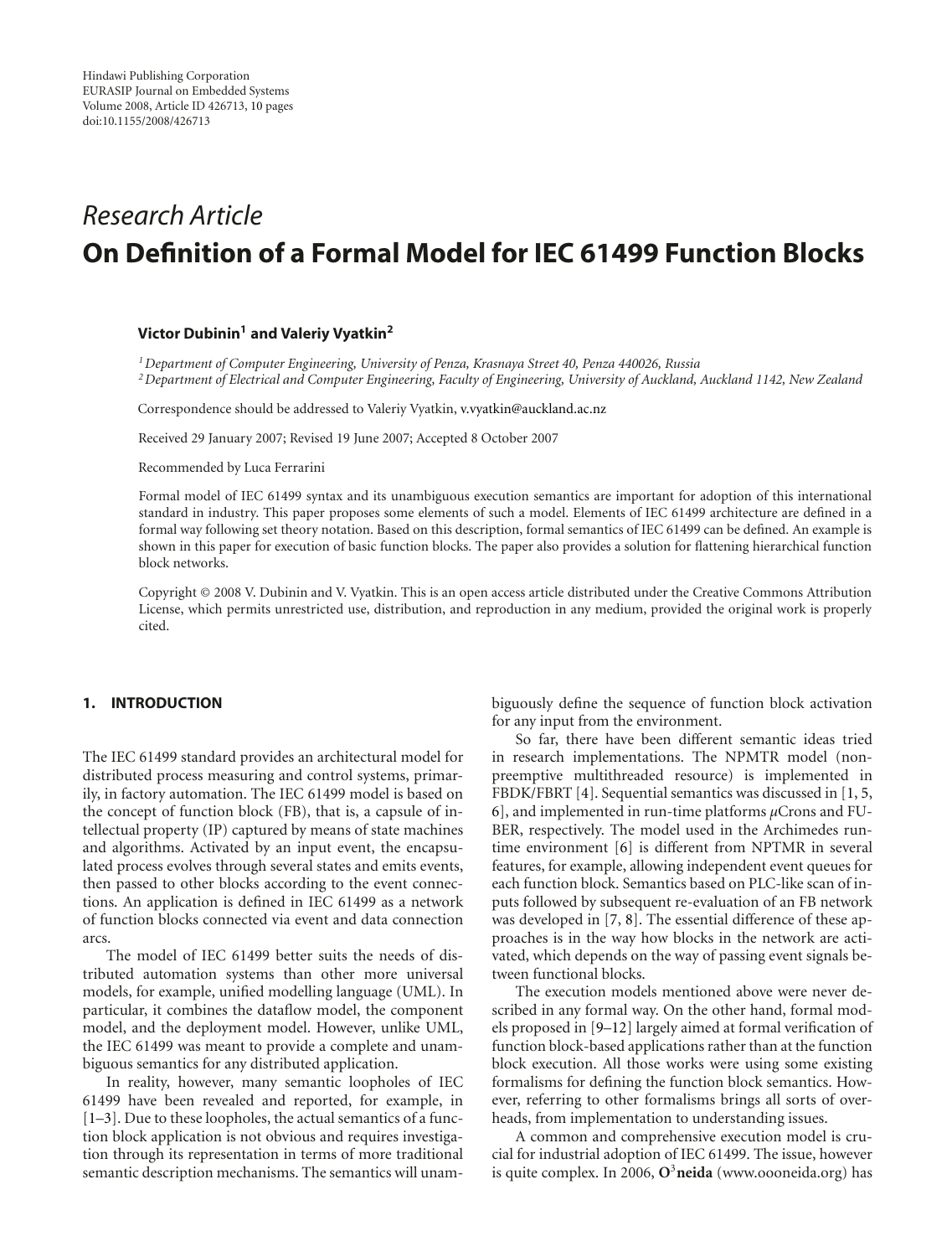Hindawi Publishing Corporation
EURASIP Journal on Embedded Systems
Volume 2008, Article ID 426713, 10 pages
doi:10.1155/2008/426713

*Research Article*

# On Definition of a Formal Model for IEC 61499 Function Blocks

**Victor Dubinin[1] and Valeriy Vyatkin[2]**

[1] *Department of Computer Engineering, University of Penza, Krasnaya Street 40, Penza 440026, Russia*
[2] *Department of Electrical and Computer Engineering, Faculty of Engineering, University of Auckland, Auckland 1142, New Zealand*

Correspondence should be addressed to Valeriy Vyatkin, v.vyatkin@auckland.ac.nz

Received 29 January 2007; Revised 19 June 2007; Accepted 8 October 2007

Recommended by Luca Ferrarini

Formal model of IEC 61499 syntax and its unambiguous execution semantics are important for adoption of this international standard in industry. This paper proposes some elements of such a model. Elements of IEC 61499 architecture are defined in a formal way following set theory notation. Based on this description, formal semantics of IEC 61499 can be defined. An example is shown in this paper for execution of basic function blocks. The paper also provides a solution for flattening hierarchical function block networks.

Copyright © 2008 V. Dubinin and V. Vyatkin. This is an open access article distributed under the Creative Commons Attribution License, which permits unrestricted use, distribution, and reproduction in any medium, provided the original work is properly cited.

## 1. INTRODUCTION

The IEC 61499 standard provides an architectural model for distributed process measuring and control systems, primarily, in factory automation. The IEC 61499 model is based on the concept of function block (FB), that is, a capsule of intellectual property (IP) captured by means of state machines and algorithms. Activated by an input event, the encapsulated process evolves through several states and emits events, then passed to other blocks according to the event connections. An application is defined in IEC 61499 as a network of function blocks connected via event and data connection arcs.

The model of IEC 61499 better suits the needs of distributed automation systems than other more universal models, for example, unified modelling language (UML). In particular, it combines the dataflow model, the component model, and the deployment model. However, unlike UML, the IEC 61499 was meant to provide a complete and unambiguous semantics for any distributed application.

In reality, however, many semantic loopholes of IEC 61499 have been revealed and reported, for example, in [1–3]. Due to these loopholes, the actual semantics of a function block application is not obvious and requires investigation through its representation in terms of more traditional semantic description mechanisms. The semantics will unambiguously define the sequence of function block activation for any input from the environment.

So far, there have been different semantic ideas tried in research implementations. The NPMTR model (non-preemptive multithreaded resource) is implemented in FBDK/FBRT [4]. Sequential semantics was discussed in [1, 5, 6], and implemented in run-time platforms $\mu$Crons and FUBER, respectively. The model used in the Archimedes runtime environment [6] is different from NPTMR in several features, for example, allowing independent event queues for each function block. Semantics based on PLC-like scan of inputs followed by subsequent re-evaluation of an FB network was developed in [7, 8]. The essential difference of these approaches is in the way how blocks in the network are activated, which depends on the way of passing event signals between functional blocks.

The execution models mentioned above were never described in any formal way. On the other hand, formal models proposed in [9–12] largely aimed at formal verification of function block-based applications rather than at the function block execution. All those works were using some existing formalisms for defining the function block semantics. However, referring to other formalisms brings all sorts of overheads, from implementation to understanding issues.

A common and comprehensive execution model is crucial for industrial adoption of IEC 61499. The issue, however is quite complex. In 2006, **O[3]neida** (www.oooneida.org) has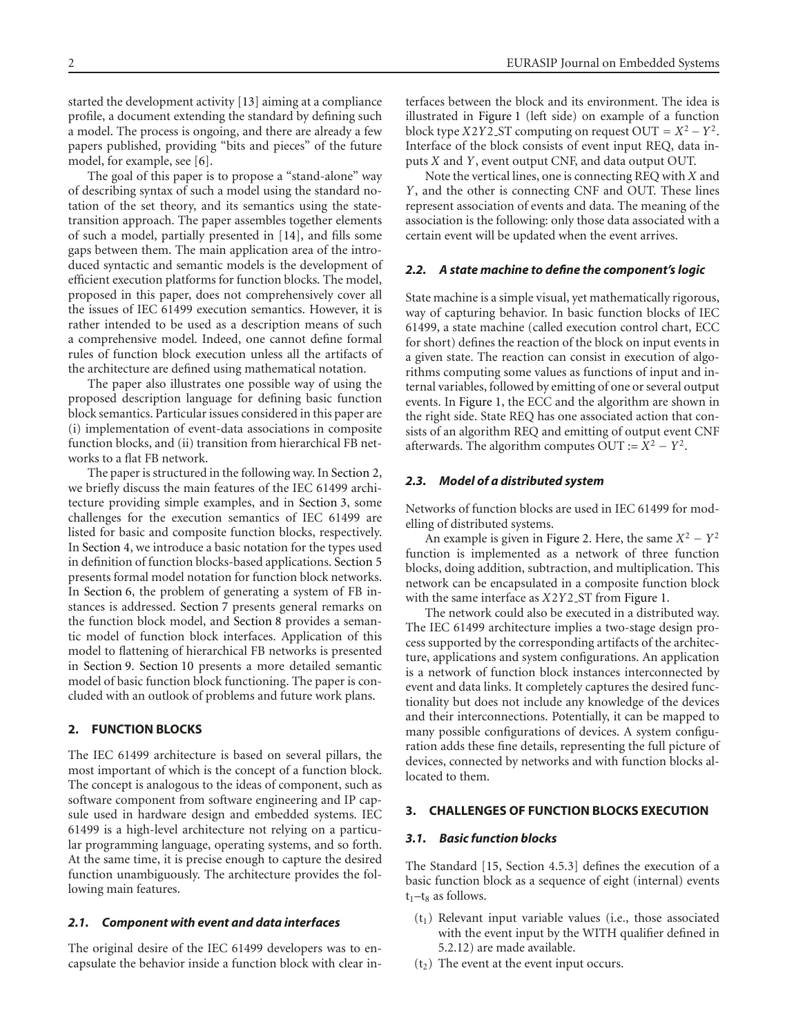started the development activity [13] aiming at a compliance profile, a document extending the standard by defining such a model. The process is ongoing, and there are already a few papers published, providing "bits and pieces" of the future model, for example, see [6].

The goal of this paper is to propose a "stand-alone" way of describing syntax of such a model using the standard notation of the set theory, and its semantics using the state-transition approach. The paper assembles together elements of such a model, partially presented in [14], and fills some gaps between them. The main application area of the introduced syntactic and semantic models is the development of efficient execution platforms for function blocks. The model, proposed in this paper, does not comprehensively cover all the issues of IEC 61499 execution semantics. However, it is rather intended to be used as a description means of such a comprehensive model. Indeed, one cannot define formal rules of function block execution unless all the artifacts of the architecture are defined using mathematical notation.

The paper also illustrates one possible way of using the proposed description language for defining basic function block semantics. Particular issues considered in this paper are (i) implementation of event-data associations in composite function blocks, and (ii) transition from hierarchical FB networks to a flat FB network.

The paper is structured in the following way. In Section 2, we briefly discuss the main features of the IEC 61499 architecture providing simple examples, and in Section 3, some challenges for the execution semantics of IEC 61499 are listed for basic and composite function blocks, respectively. In Section 4, we introduce a basic notation for the types used in definition of function blocks-based applications. Section 5 presents formal model notation for function block networks. In Section 6, the problem of generating a system of FB instances is addressed. Section 7 presents general remarks on the function block model, and Section 8 provides a semantic model of function block interfaces. Application of this model to flattening of hierarchical FB networks is presented in Section 9. Section 10 presents a more detailed semantic model of basic function block functioning. The paper is concluded with an outlook of problems and future work plans.

## 2. FUNCTION BLOCKS

The IEC 61499 architecture is based on several pillars, the most important of which is the concept of a function block. The concept is analogous to the ideas of component, such as software component from software engineering and IP capsule used in hardware design and embedded systems. IEC 61499 is a high-level architecture not relying on a particular programming language, operating systems, and so forth. At the same time, it is precise enough to capture the desired function unambiguously. The architecture provides the following main features.

### 2.1. Component with event and data interfaces

The original desire of the IEC 61499 developers was to encapsulate the behavior inside a function block with clear interfaces between the block and its environment. The idea is illustrated in Figure 1 (left side) on example of a function block type $X2Y2$_ST computing on request OUT $= X^2 - Y^2$. Interface of the block consists of event input REQ, data inputs $X$ and $Y$, event output CNF, and data output OUT.

Note the vertical lines, one is connecting REQ with $X$ and $Y$, and the other is connecting CNF and OUT. These lines represent association of events and data. The meaning of the association is the following: only those data associated with a certain event will be updated when the event arrives.

### 2.2. A state machine to define the component's logic

State machine is a simple visual, yet mathematically rigorous, way of capturing behavior. In basic function blocks of IEC 61499, a state machine (called execution control chart, ECC for short) defines the reaction of the block on input events in a given state. The reaction can consist in execution of algorithms computing some values as functions of input and internal variables, followed by emitting of one or several output events. In Figure 1, the ECC and the algorithm are shown in the right side. State REQ has one associated action that consists of an algorithm REQ and emitting of output event CNF afterwards. The algorithm computes OUT $:= X^2 - Y^2$.

### 2.3. Model of a distributed system

Networks of function blocks are used in IEC 61499 for modelling of distributed systems.

An example is given in Figure 2. Here, the same $X^2 - Y^2$ function is implemented as a network of three function blocks, doing addition, subtraction, and multiplication. This network can be encapsulated in a composite function block with the same interface as $X2Y2$_ST from Figure 1.

The network could also be executed in a distributed way. The IEC 61499 architecture implies a two-stage design process supported by the corresponding artifacts of the architecture, applications and system configurations. An application is a network of function block instances interconnected by event and data links. It completely captures the desired functionality but does not include any knowledge of the devices and their interconnections. Potentially, it can be mapped to many possible configurations of devices. A system configuration adds these fine details, representing the full picture of devices, connected by networks and with function blocks allocated to them.

## 3. CHALLENGES OF FUNCTION BLOCKS EXECUTION

### 3.1. Basic function blocks

The Standard [15, Section 4.5.3] defines the execution of a basic function block as a sequence of eight (internal) events $t_1$–$t_8$ as follows.

- ($t_1$) Relevant input variable values (i.e., those associated with the event input by the WITH qualifier defined in 5.2.12) are made available.
- ($t_2$) The event at the event input occurs.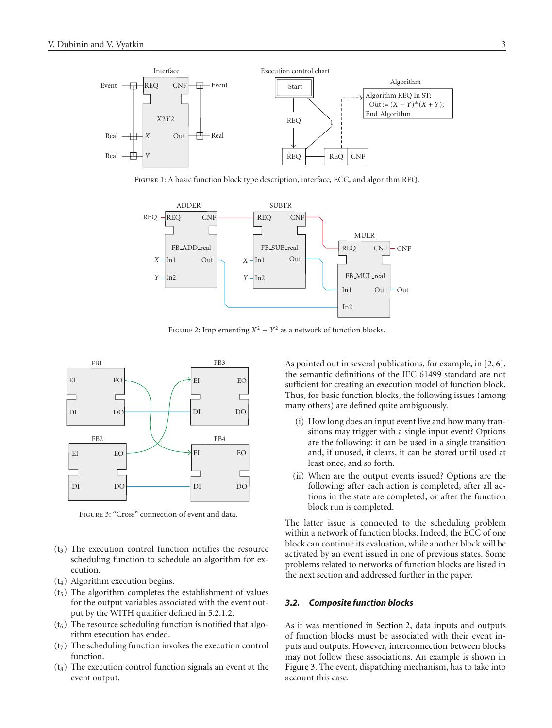FIGURE 1: A basic function block type description, interface, ECC, and algorithm REQ.

FIGURE 2: Implementing $X^2 - Y^2$ as a network of function blocks.

FIGURE 3: "Cross" connection of event and data.

($t_3$) The execution control function notifies the resource scheduling function to schedule an algorithm for execution.

($t_4$) Algorithm execution begins.

($t_5$) The algorithm completes the establishment of values for the output variables associated with the event output by the WITH qualifier defined in 5.2.1.2.

($t_6$) The resource scheduling function is notified that algorithm execution has ended.

($t_7$) The scheduling function invokes the execution control function.

($t_8$) The execution control function signals an event at the event output.

As pointed out in several publications, for example, in [2, 6], the semantic definitions of the IEC 61499 standard are not sufficient for creating an execution model of function block. Thus, for basic function blocks, the following issues (among many others) are defined quite ambiguously.

(i) How long does an input event live and how many transitions may trigger with a single input event? Options are the following: it can be used in a single transition and, if unused, it clears, it can be stored until used at least once, and so forth.

(ii) When are the output events issued? Options are the following: after each action is completed, after all actions in the state are completed, or after the function block run is completed.

The latter issue is connected to the scheduling problem within a network of function blocks. Indeed, the ECC of one block can continue its evaluation, while another block will be activated by an event issued in one of previous states. Some problems related to networks of function blocks are listed in the next section and addressed further in the paper.

### 3.2. Composite function blocks

As it was mentioned in Section 2, data inputs and outputs of function blocks must be associated with their event inputs and outputs. However, interconnection between blocks may not follow these associations. An example is shown in Figure 3. The event, dispatching mechanism, has to take into account this case.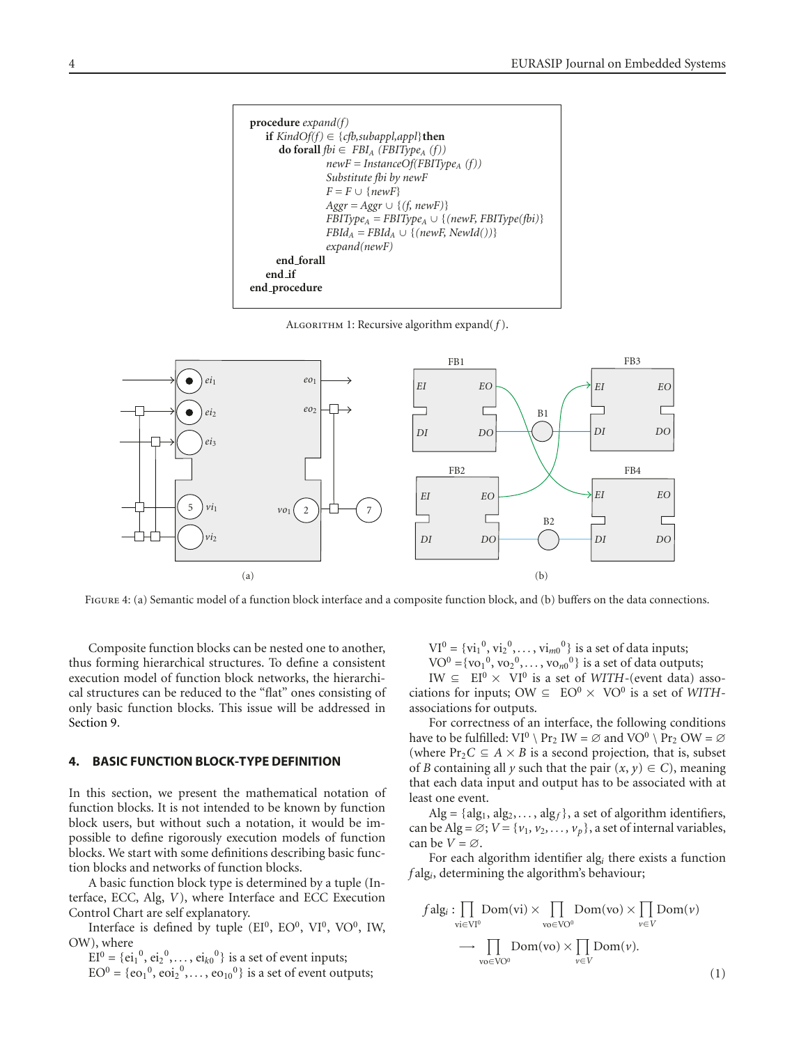```
procedure expand(f)
    if KindOf(f) ∈ {cfb,subappl,appl} then
        do forall fbi ∈ FBI_A (FBIType_A (f))
                newF = InstanceOf(FBIType_A (f))
                Substitute fbi by newF
                F = F ∪ {newF}
                Aggr = Aggr ∪ {(f, newF)}
                FBIType_A = FBIType_A ∪ {(newF, FBIType(fbi)}
                FBId_A = FBId_A ∪ {(newF, NewId())}
                expand(newF)
        end_forall
    end_if
end_procedure
```

Algorithm 1: Recursive algorithm expand($f$).

Figure 4: (a) Semantic model of a function block interface and a composite function block, and (b) buffers on the data connections.

Composite function blocks can be nested one to another, thus forming hierarchical structures. To define a consistent execution model of function block networks, the hierarchical structures can be reduced to the "flat" ones consisting of only basic function blocks. This issue will be addressed in Section 9.

## 4. BASIC FUNCTION BLOCK-TYPE DEFINITION

In this section, we present the mathematical notation of function blocks. It is not intended to be known by function block users, but without such a notation, it would be impossible to define rigorously execution models of function blocks. We start with some definitions describing basic function blocks and networks of function blocks.

A basic function block type is determined by a tuple (Interface, ECC, Alg, $V$), where Interface and ECC Execution Control Chart are self explanatory.

Interface is defined by tuple ($EI^0$, $EO^0$, $VI^0$, $VO^0$, IW, OW), where

$EI^0 = \{ei_1{}^0, ei_2{}^0, \ldots, ei_{k0}{}^0\}$ is a set of event inputs;

$EO^0 = \{eo_1{}^0, eoi_2{}^0, \ldots, eo_{10}{}^0\}$ is a set of event outputs;

$VI^0 = \{vi_1{}^0, vi_2{}^0, \ldots, vi_{m0}{}^0\}$ is a set of data inputs;

$VO^0 = \{vo_1{}^0, vo_2{}^0, \ldots, vo_{n0}{}^0\}$ is a set of data outputs;

$IW \subseteq EI^0 \times VI^0$ is a set of *WITH*-(event data) associations for inputs; $OW \subseteq EO^0 \times VO^0$ is a set of *WITH*-associations for outputs.

For correctness of an interface, the following conditions have to be fulfilled: $VI^0 \setminus Pr_2\, IW = \varnothing$ and $VO^0 \setminus Pr_2\, OW = \varnothing$ (where $Pr_2 C \subseteq A \times B$ is a second projection, that is, subset of $B$ containing all $y$ such that the pair $(x, y) \in C$), meaning that each data input and output has to be associated with at least one event.

$Alg = \{alg_1, alg_2, \ldots, alg_f\}$, a set of algorithm identifiers, can be $Alg = \varnothing$; $V = \{v_1, v_2, \ldots, v_p\}$, a set of internal variables, can be $V = \varnothing$.

For each algorithm identifier $alg_i$ there exists a function $f alg_i$, determining the algorithm's behaviour;

$$f alg_i : \prod_{vi \in VI^0} Dom(vi) \times \prod_{vo \in VO^0} Dom(vo) \times \prod_{v \in V} Dom(v) \longrightarrow \prod_{vo \in VO^0} Dom(vo) \times \prod_{v \in V} Dom(v). \tag{1}$$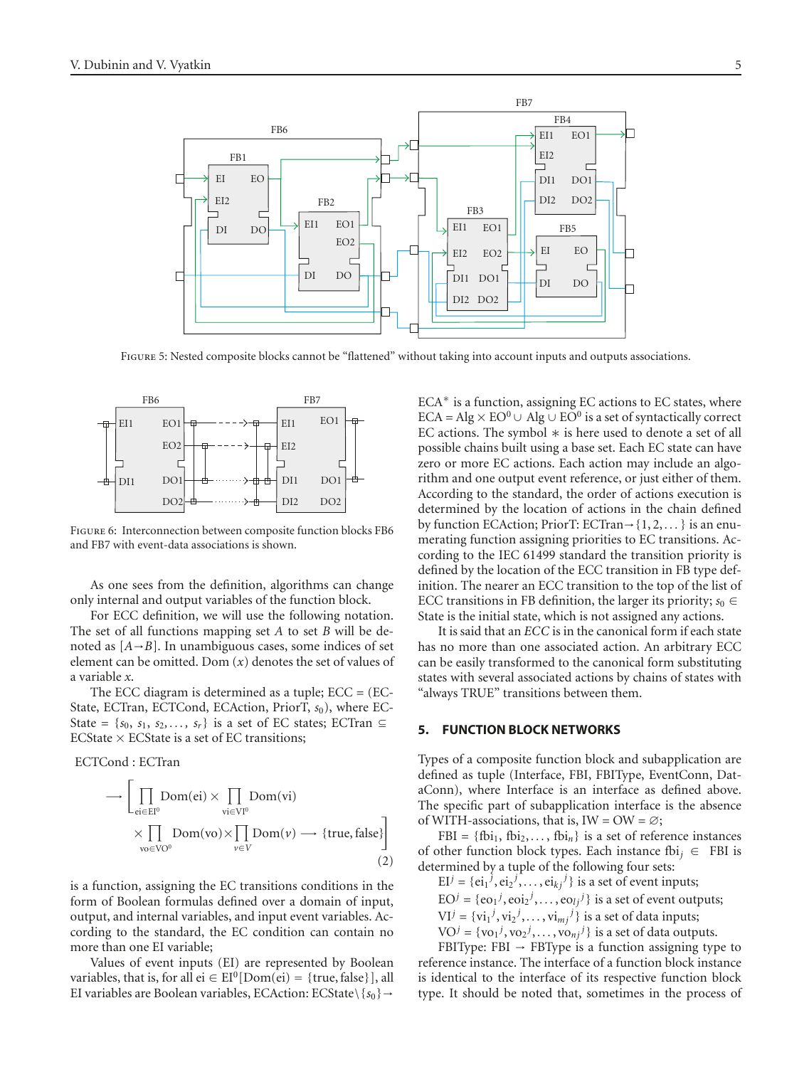Figure 5: Nested composite blocks cannot be “flattened” without taking into account inputs and outputs associations.

Figure 6: Interconnection between composite function blocks FB6 and FB7 with event-data associations is shown.

As one sees from the definition, algorithms can change only internal and output variables of the function block.

For ECC definition, we will use the following notation. The set of all functions mapping set $A$ to set $B$ will be denoted as $[A \rightarrow B]$. In unambiguous cases, some indices of set element can be omitted. Dom $(x)$ denotes the set of values of a variable $x$.

The ECC diagram is determined as a tuple; ECC = (ECState, ECTran, ECTCond, ECAction, PriorT, $s_0$), where ECState = $\{s_0, s_1, s_2, \ldots, s_r\}$ is a set of EC states; ECTran $\subseteq$ ECState $\times$ ECState is a set of EC transitions;

$$\text{ECTCond} : \text{ECTran} \longrightarrow \left[ \prod_{\text{ei} \in \text{EI}^0} \text{Dom}(\text{ei}) \times \prod_{\text{vi} \in \text{VI}^0} \text{Dom}(\text{vi}) \times \prod_{\text{vo} \in \text{VO}^0} \text{Dom}(\text{vo}) \times \prod_{v \in V} \text{Dom}(v) \longrightarrow \{\text{true}, \text{false}\} \right] \tag{2}$$

is a function, assigning the EC transitions conditions in the form of Boolean formulas defined over a domain of input, output, and internal variables, and input event variables. According to the standard, the EC condition can contain no more than one EI variable;

Values of event inputs (EI) are represented by Boolean variables, that is, for all ei $\in$ $\text{EI}^0$[Dom(ei) = {true, false}], all EI variables are Boolean variables, ECAction: ECState$\setminus\{s_0\} \rightarrow$ ECA* is a function, assigning EC actions to EC states, where ECA = Alg $\times$ $\text{EO}^0$ $\cup$ Alg $\cup$ $\text{EO}^0$ is a set of syntactically correct EC actions. The symbol $*$ is here used to denote a set of all possible chains built using a base set. Each EC state can have zero or more EC actions. Each action may include an algorithm and one output event reference, or just either of them. According to the standard, the order of actions execution is determined by the location of actions in the chain defined by function ECActions; PriorT: ECTran$\rightarrow\{1, 2, \ldots\}$ is an enumerating function assigning priorities to EC transitions. According to the IEC 61499 standard the transition priority is defined by the location of the ECC transition in FB type definition. The nearer an ECC transition to the top of the list of ECC transitions in FB definition, the larger its priority; $s_0 \in$ State is the initial state, which is not assigned any actions.

It is said that an *ECC* is in the canonical form if each state has no more than one associated action. An arbitrary ECC can be easily transformed to the canonical form substituting states with several associated actions by chains of states with “always TRUE” transitions between them.

## 5. FUNCTION BLOCK NETWORKS

Types of a composite function block and subapplication are defined as tuple (Interface, FBI, FBIType, EventConn, DataConn), where Interface is an interface as defined above. The specific part of subapplication interface is the absence of WITH-associations, that is, IW = OW = $\varnothing$;

FBI = $\{\text{fbi}_1, \text{fbi}_2, \ldots, \text{fbi}_n\}$ is a set of reference instances of other function block types. Each instance $\text{fbi}_j \in$ FBI is determined by a tuple of the following four sets:

$\text{EI}^j = \{\text{ei}_1{}^j, \text{ei}_2{}^j, \ldots, \text{ei}_{k_j}{}^j\}$ is a set of event inputs;

$\text{EO}^j = \{\text{eo}_1{}^j, \text{eoi}_2{}^j, \ldots, \text{eo}_{l_j}{}^j\}$ is a set of event outputs;

$\text{VI}^j = \{\text{vi}_1{}^j, \text{vi}_2{}^j, \ldots, \text{vi}_{m_j}{}^j\}$ is a set of data inputs;

$\text{VO}^j = \{\text{vo}_1{}^j, \text{vo}_2{}^j, \ldots, \text{vo}_{n_j}{}^j\}$ is a set of data outputs.

FBIType: FBI $\rightarrow$ FBType is a function assigning type to reference instance. The interface of a function block instance is identical to the interface of its respective function block type. It should be noted that, sometimes in the process of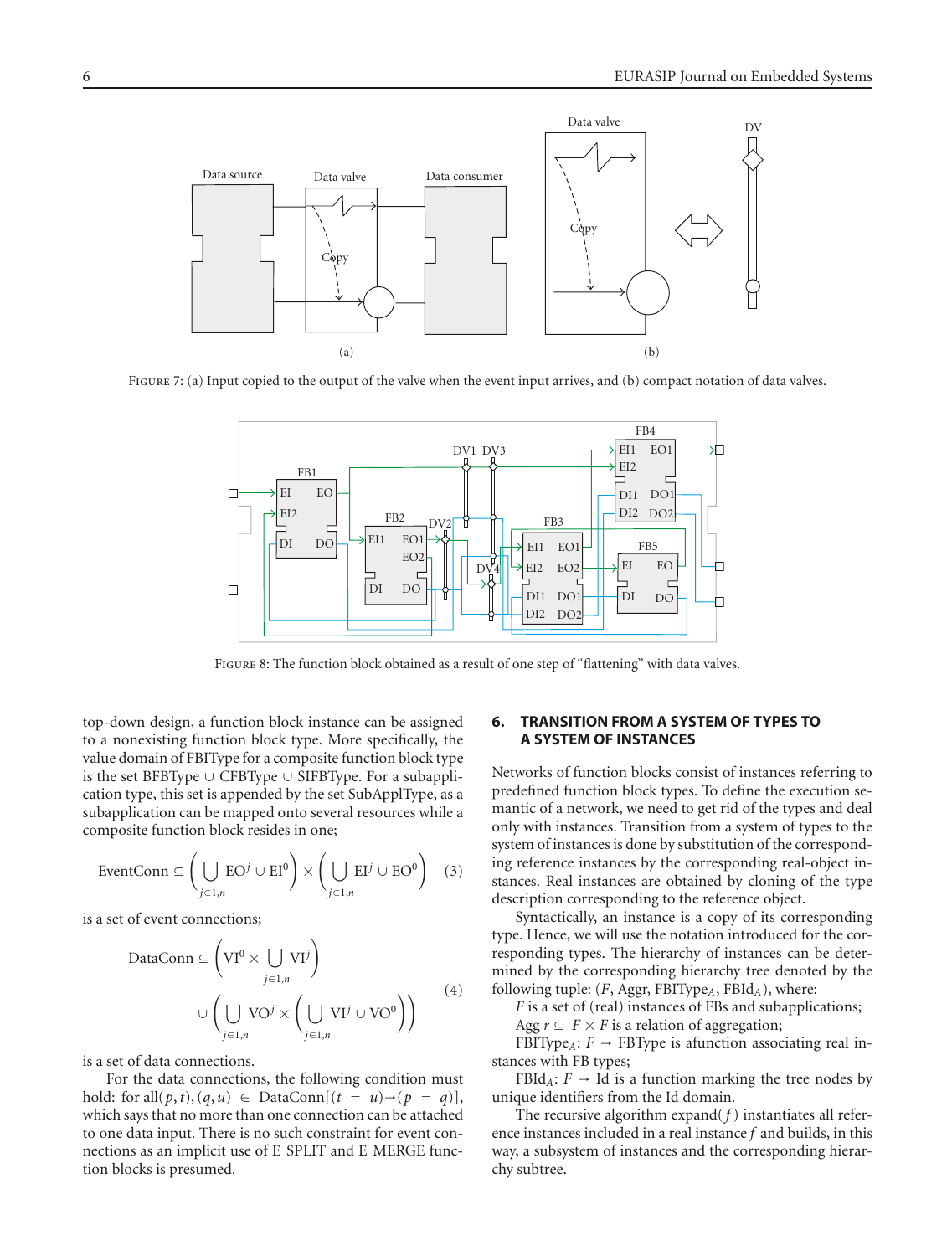Figure 7: (a) Input copied to the output of the valve when the event input arrives, and (b) compact notation of data valves.

Figure 8: The function block obtained as a result of one step of "flattening" with data valves.

top-down design, a function block instance can be assigned to a nonexisting function block type. More specifically, the value domain of FBIType for a composite function block type is the set BFBType ∪ CFBType ∪ SIFBType. For a subapplication type, this set is appended by the set SubApplType, as a subapplication can be mapped onto several resources while a composite function block resides in one;

$$\text{EventConn} \subseteq \left(\bigcup_{j\in 1,n} \text{EO}^j \cup \text{EI}^0\right) \times \left(\bigcup_{j\in 1,n} \text{EI}^j \cup \text{EO}^0\right) \quad (3)$$

is a set of event connections;

$$\text{DataConn} \subseteq \left(\text{VI}^0 \times \bigcup_{j\in 1,n} \text{VI}^j\right) \cup \left(\bigcup_{j\in 1,n} \text{VO}^j \times \left(\bigcup_{j\in 1,n} \text{VI}^j \cup \text{VO}^0\right)\right) \quad (4)$$

is a set of data connections.

For the data connections, the following condition must hold: for all$(p,t),(q,u) \in \text{DataConn}[(t = u)\rightarrow(p = q)]$, which says that no more than one connection can be attached to one data input. There is no such constraint for event connections as an implicit use of E_SPLIT and E_MERGE function blocks is presumed.

## 6. TRANSITION FROM A SYSTEM OF TYPES TO A SYSTEM OF INSTANCES

Networks of function blocks consist of instances referring to predefined function block types. To define the execution semantic of a network, we need to get rid of the types and deal only with instances. Transition from a system of types to the system of instances is done by substitution of the corresponding reference instances by the corresponding real-object instances. Real instances are obtained by cloning of the type description corresponding to the reference object.

Syntactically, an instance is a copy of its corresponding type. Hence, we will use the notation introduced for the corresponding types. The hierarchy of instances can be determined by the corresponding hierarchy tree denoted by the following tuple: $(F, \text{Aggr}, \text{FBIType}_A, \text{FBId}_A)$, where:

$F$ is a set of (real) instances of FBs and subapplications;

Agg $r \subseteq F \times F$ is a relation of aggregation;

$\text{FBIType}_A$: $F \rightarrow$ FBType is afunction associating real instances with FB types;

$\text{FBId}_A$: $F \rightarrow$ Id is a function marking the tree nodes by unique identifiers from the Id domain.

The recursive algorithm expand$(f)$ instantiates all reference instances included in a real instance $f$ and builds, in this way, a subsystem of instances and the corresponding hierarchy subtree.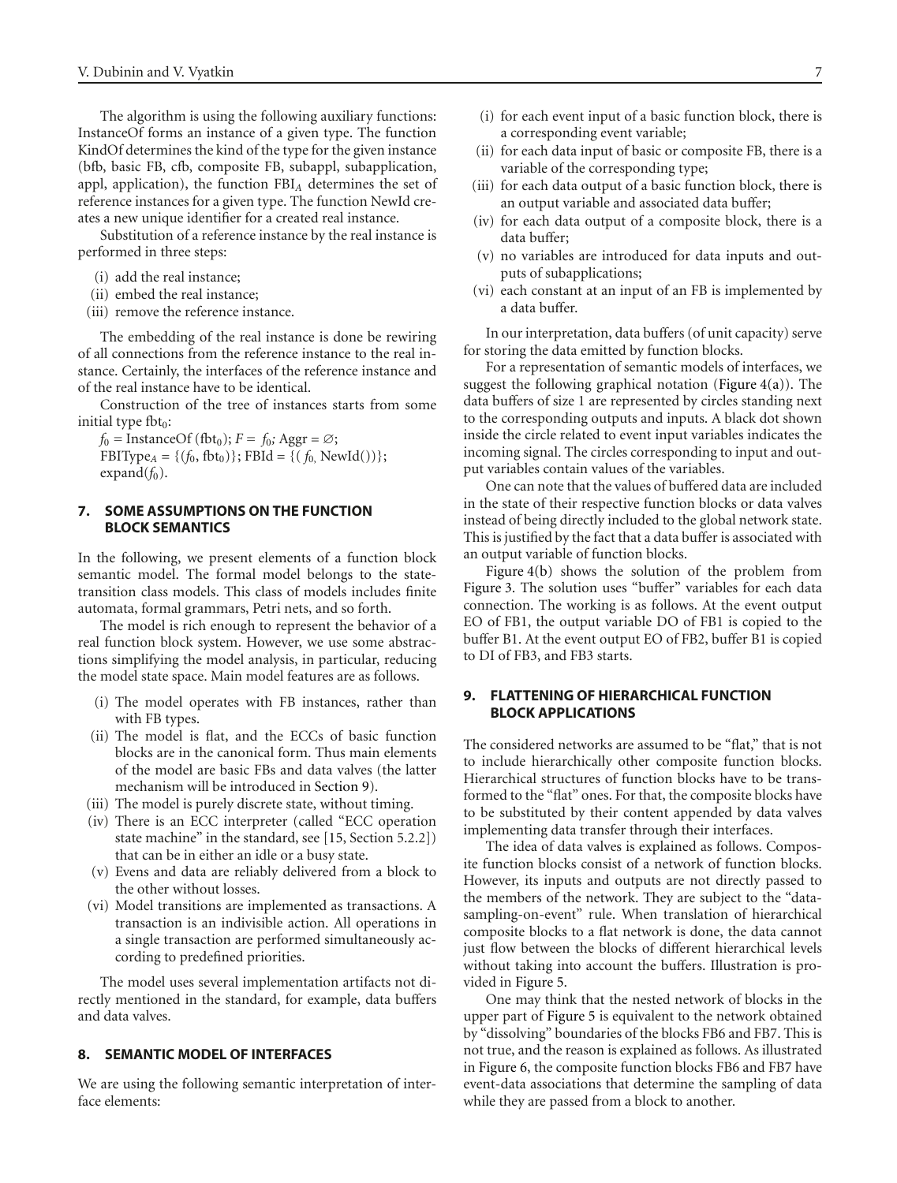The algorithm is using the following auxiliary functions: InstanceOf forms an instance of a given type. The function KindOf determines the kind of the type for the given instance (bfb, basic FB, cfb, composite FB, subappl, subapplication, appl, application), the function $\text{FBI}_A$ determines the set of reference instances for a given type. The function NewId creates a new unique identifier for a created real instance.

Substitution of a reference instance by the real instance is performed in three steps:

- (i) add the real instance;
- (ii) embed the real instance;
- (iii) remove the reference instance.

The embedding of the real instance is done be rewiring of all connections from the reference instance to the real instance. Certainly, the interfaces of the reference instance and of the real instance have to be identical.

Construction of the tree of instances starts from some initial type $\text{fbt}_0$:

$f_0 = \text{InstanceOf}(\text{fbt}_0)$; $F = f_0$; $\text{Aggr} = \varnothing$;
$\text{FBIType}_A = \{(f_0, \text{fbt}_0)\}$; $\text{FBId} = \{(f_0, \text{NewId}())\}$;
$\text{expand}(f_0)$.

## 7. SOME ASSUMPTIONS ON THE FUNCTION BLOCK SEMANTICS

In the following, we present elements of a function block semantic model. The formal model belongs to the state-transition class models. This class of models includes finite automata, formal grammars, Petri nets, and so forth.

The model is rich enough to represent the behavior of a real function block system. However, we use some abstractions simplifying the model analysis, in particular, reducing the model state space. Main model features are as follows.

- (i) The model operates with FB instances, rather than with FB types.
- (ii) The model is flat, and the ECCs of basic function blocks are in the canonical form. Thus main elements of the model are basic FBs and data valves (the latter mechanism will be introduced in Section 9).
- (iii) The model is purely discrete state, without timing.
- (iv) There is an ECC interpreter (called "ECC operation state machine" in the standard, see [15, Section 5.2.2]) that can be in either an idle or a busy state.
- (v) Evens and data are reliably delivered from a block to the other without losses.
- (vi) Model transitions are implemented as transactions. A transaction is an indivisible action. All operations in a single transaction are performed simultaneously according to predefined priorities.

The model uses several implementation artifacts not directly mentioned in the standard, for example, data buffers and data valves.

## 8. SEMANTIC MODEL OF INTERFACES

We are using the following semantic interpretation of interface elements:

- (i) for each event input of a basic function block, there is a corresponding event variable;
- (ii) for each data input of basic or composite FB, there is a variable of the corresponding type;
- (iii) for each data output of a basic function block, there is an output variable and associated data buffer;
- (iv) for each data output of a composite block, there is a data buffer;
- (v) no variables are introduced for data inputs and outputs of subapplications;
- (vi) each constant at an input of an FB is implemented by a data buffer.

In our interpretation, data buffers (of unit capacity) serve for storing the data emitted by function blocks.

For a representation of semantic models of interfaces, we suggest the following graphical notation (Figure 4(a)). The data buffers of size 1 are represented by circles standing next to the corresponding outputs and inputs. A black dot shown inside the circle related to event input variables indicates the incoming signal. The circles corresponding to input and output variables contain values of the variables.

One can note that the values of buffered data are included in the state of their respective function blocks or data valves instead of being directly included to the global network state. This is justified by the fact that a data buffer is associated with an output variable of function blocks.

Figure 4(b) shows the solution of the problem from Figure 3. The solution uses "buffer" variables for each data connection. The working is as follows. At the event output EO of FB1, the output variable DO of FB1 is copied to the buffer B1. At the event output EO of FB2, buffer B1 is copied to DI of FB3, and FB3 starts.

## 9. FLATTENING OF HIERARCHICAL FUNCTION BLOCK APPLICATIONS

The considered networks are assumed to be "flat," that is not to include hierarchically other composite function blocks. Hierarchical structures of function blocks have to be transformed to the "flat" ones. For that, the composite blocks have to be substituted by their content appended by data valves implementing data transfer through their interfaces.

The idea of data valves is explained as follows. Composite function blocks consist of a network of function blocks. However, its inputs and outputs are not directly passed to the members of the network. They are subject to the "data-sampling-on-event" rule. When translation of hierarchical composite blocks to a flat network is done, the data cannot just flow between the blocks of different hierarchical levels without taking into account the buffers. Illustration is provided in Figure 5.

One may think that the nested network of blocks in the upper part of Figure 5 is equivalent to the network obtained by "dissolving" boundaries of the blocks FB6 and FB7. This is not true, and the reason is explained as follows. As illustrated in Figure 6, the composite function blocks FB6 and FB7 have event-data associations that determine the sampling of data while they are passed from a block to another.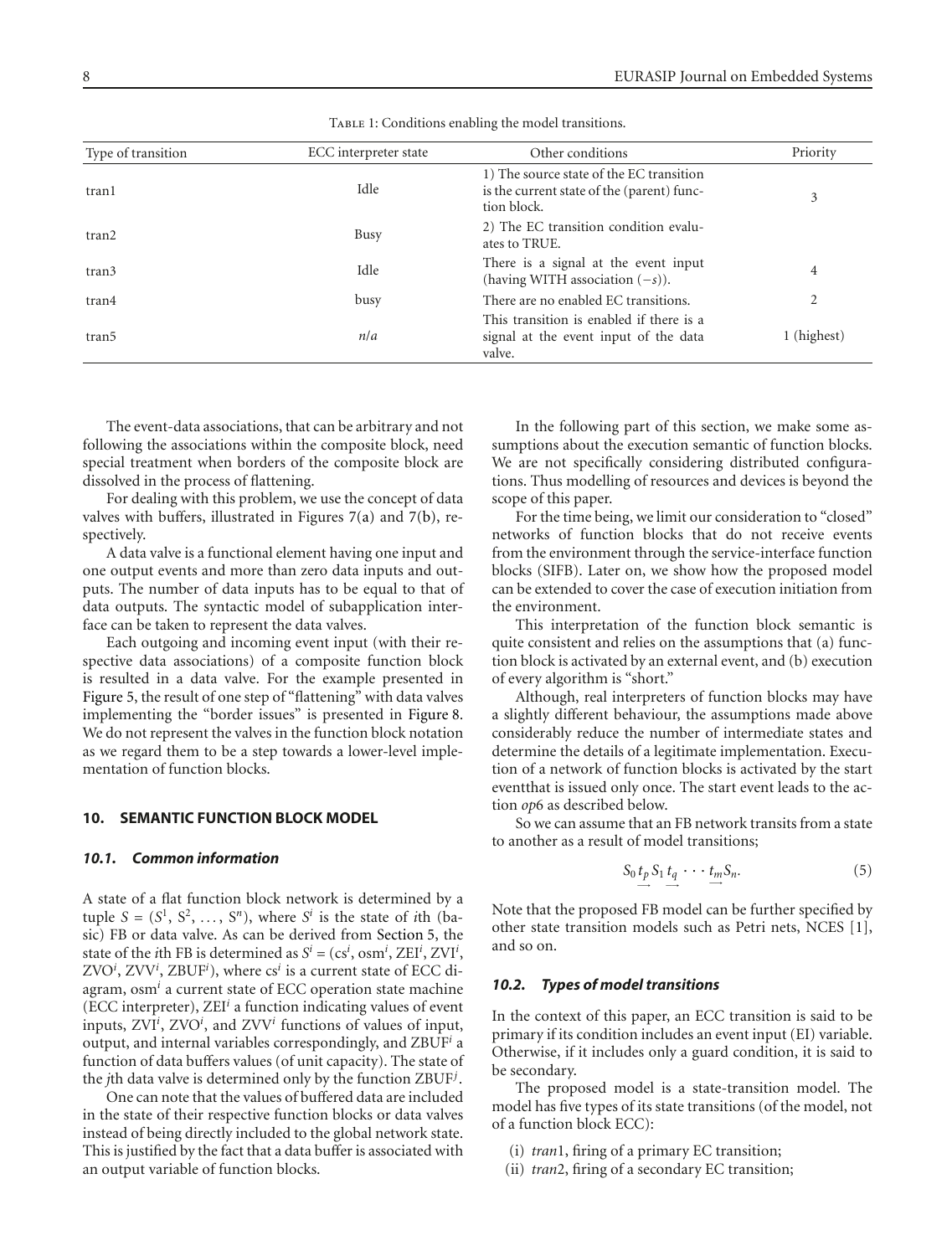Table 1: Conditions enabling the model transitions.

| Type of transition | ECC interpreter state | Other conditions | Priority |
| --- | --- | --- | --- |
| tran1 | Idle | 1) The source state of the EC transition is the current state of the (parent) function block. | 3 |
| tran2 | Busy | 2) The EC transition condition evaluates to TRUE. | |
| tran3 | Idle | There is a signal at the event input (having WITH association $(-s)$). | 4 |
| tran4 | busy | There are no enabled EC transitions. | 2 |
| tran5 | *n/a* | This transition is enabled if there is a signal at the event input of the data valve. | 1 (highest) |

The event-data associations, that can be arbitrary and not following the associations within the composite block, need special treatment when borders of the composite block are dissolved in the process of flattening.

For dealing with this problem, we use the concept of data valves with buffers, illustrated in Figures 7(a) and 7(b), respectively.

A data valve is a functional element having one input and one output events and more than zero data inputs and outputs. The number of data inputs has to be equal to that of data outputs. The syntactic model of subapplication interface can be taken to represent the data valves.

Each outgoing and incoming event input (with their respective data associations) of a composite function block is resulted in a data valve. For the example presented in Figure 5, the result of one step of "flattening" with data valves implementing the "border issues" is presented in Figure 8. We do not represent the valves in the function block notation as we regard them to be a step towards a lower-level implementation of function blocks.

## 10. SEMANTIC FUNCTION BLOCK MODEL

### 10.1. Common information

A state of a flat function block network is determined by a tuple $S = (S^1, S^2, \ldots, S^n)$, where $S^i$ is the state of $i$th (basic) FB or data valve. As can be derived from Section 5, the state of the $i$th FB is determined as $S^i = (\mathrm{cs}^i, \mathrm{osm}^i, \mathrm{ZEI}^i, \mathrm{ZVI}^i, \mathrm{ZVO}^i, \mathrm{ZVV}^i, \mathrm{ZBUF}^i)$, where $\mathrm{cs}^i$ is a current state of ECC diagram, $\mathrm{osm}^i$ a current state of ECC operation state machine (ECC interpreter), $\mathrm{ZEI}^i$ a function indicating values of event inputs, $\mathrm{ZVI}^i$, $\mathrm{ZVO}^i$, and $\mathrm{ZVV}^i$ functions of values of input, output, and internal variables correspondingly, and $\mathrm{ZBUF}^i$ a function of data buffers values (of unit capacity). The state of the $j$th data valve is determined only by the function $\mathrm{ZBUF}^j$.

One can note that the values of buffered data are included in the state of their respective function blocks or data valves instead of being directly included to the global network state. This is justified by the fact that a data buffer is associated with an output variable of function blocks.

In the following part of this section, we make some assumptions about the execution semantic of function blocks. We are not specifically considering distributed configurations. Thus modelling of resources and devices is beyond the scope of this paper.

For the time being, we limit our consideration to "closed" networks of function blocks that do not receive events from the environment through the service-interface function blocks (SIFB). Later on, we show how the proposed model can be extended to cover the case of execution initiation from the environment.

This interpretation of the function block semantic is quite consistent and relies on the assumptions that (a) function block is activated by an external event, and (b) execution of every algorithm is "short."

Although, real interpreters of function blocks may have a slightly different behaviour, the assumptions made above considerably reduce the number of intermediate states and determine the details of a legitimate implementation. Execution of a network of function blocks is activated by the start eventthat is issued only once. The start event leads to the action *op*6 as described below.

So we can assume that an FB network transits from a state to another as a result of model transitions;

$$S_0 \underset{\rightarrow}{t_p} S_1 \underset{\rightarrow}{t_q} \cdots \underset{\rightarrow}{t_m} S_n. \tag{5}$$

Note that the proposed FB model can be further specified by other state transition models such as Petri nets, NCES [1], and so on.

### 10.2. Types of model transitions

In the context of this paper, an ECC transition is said to be primary if its condition includes an event input (EI) variable. Otherwise, if it includes only a guard condition, it is said to be secondary.

The proposed model is a state-transition model. The model has five types of its state transitions (of the model, not of a function block ECC):

(i) *tran*1, firing of a primary EC transition;

(ii) *tran*2, firing of a secondary EC transition;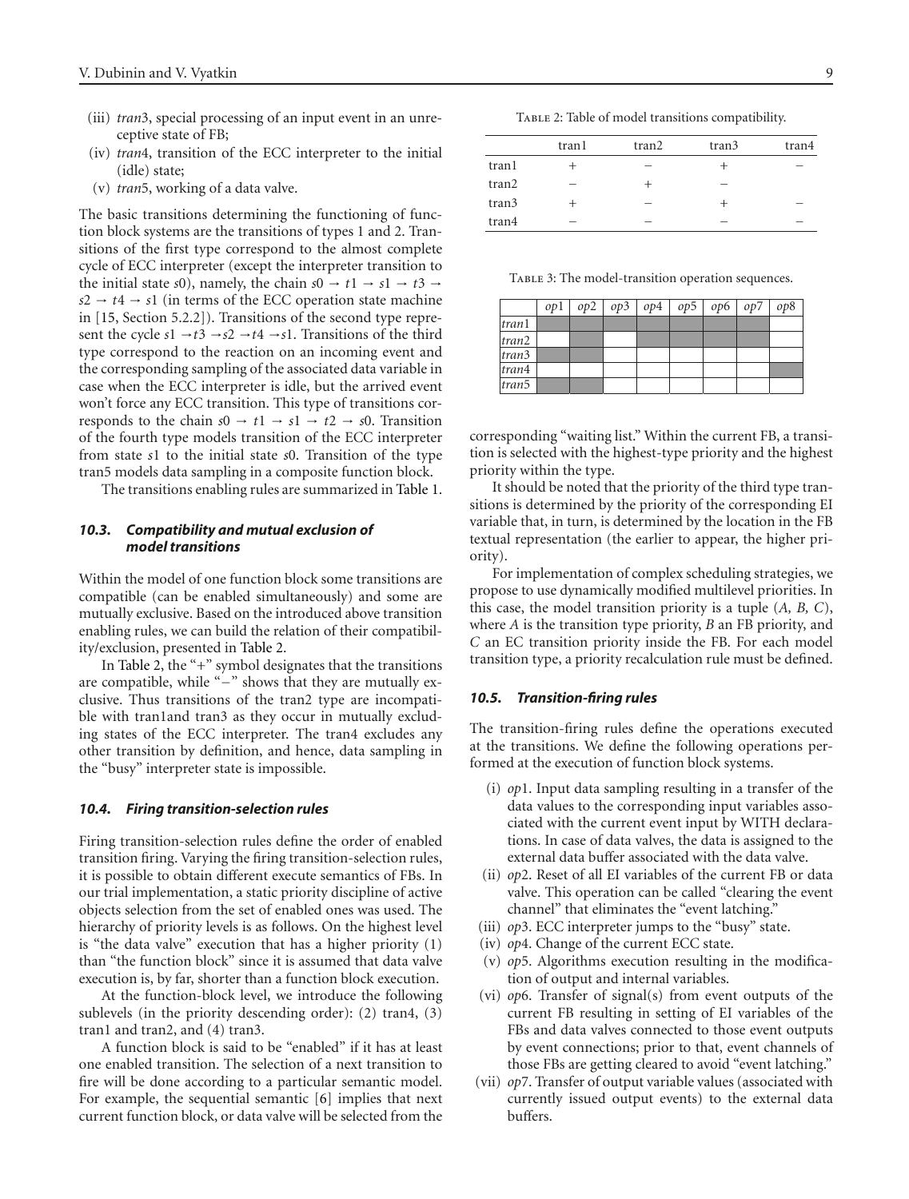(iii) *tran*3, special processing of an input event in an unreceptive state of FB;

(iv) *tran*4, transition of the ECC interpreter to the initial (idle) state;

(v) *tran*5, working of a data valve.

The basic transitions determining the functioning of function block systems are the transitions of types 1 and 2. Transitions of the first type correspond to the almost complete cycle of ECC interpreter (except the interpreter transition to the initial state *s*0), namely, the chain *s*0 → *t*1 → *s*1 → *t*3 → *s*2 → *t*4 → *s*1 (in terms of the ECC operation state machine in [15, Section 5.2.2]). Transitions of the second type represent the cycle *s*1 →*t*3 →*s*2 →*t*4 →*s*1. Transitions of the third type correspond to the reaction on an incoming event and the corresponding sampling of the associated data variable in case when the ECC interpreter is idle, but the arrived event won't force any ECC transition. This type of transitions corresponds to the chain *s*0 → *t*1 → *s*1 → *t*2 → *s*0. Transition of the fourth type models transition of the ECC interpreter from state *s*1 to the initial state *s*0. Transition of the type tran5 models data sampling in a composite function block.

The transitions enabling rules are summarized in Table 1.

Table 2: Table of model transitions compatibility.

| | tran1 | tran2 | tran3 | tran4 |
|---|---|---|---|---|
| tran1 | + | − | + | − |
| tran2 | − | + | − | |
| tran3 | + | − | + | − |
| tran4 | − | − | − | − |

Table 3: The model-transition operation sequences.

| | *op*1 | *op*2 | *op*3 | *op*4 | *op*5 | *op*6 | *op*7 | *op*8 |
|---|---|---|---|---|---|---|---|---|
| *tran*1 | ■ | ■ | ■ | ■ | ■ | ■ | ■ | |
| *tran*2 | | ■ | | ■ | ■ | ■ | ■ | |
| *tran*3 | ■ | ■ | | | | | | |
| *tran*4 | | | | | | | | ■ |
| *tran*5 | ■ | ■ | | | | | | |

### *10.3. Compatibility and mutual exclusion of model transitions*

Within the model of one function block some transitions are compatible (can be enabled simultaneously) and some are mutually exclusive. Based on the introduced above transition enabling rules, we can build the relation of their compatibility/exclusion, presented in Table 2.

In Table 2, the "+" symbol designates that the transitions are compatible, while "−" shows that they are mutually exclusive. Thus transitions of the tran2 type are incompatible with tran1and tran3 as they occur in mutually excluding states of the ECC interpreter. The tran4 excludes any other transition by definition, and hence, data sampling in the "busy" interpreter state is impossible.

### *10.4. Firing transition-selection rules*

Firing transition-selection rules define the order of enabled transition firing. Varying the firing transition-selection rules, it is possible to obtain different execute semantics of FBs. In our trial implementation, a static priority discipline of active objects selection from the set of enabled ones was used. The hierarchy of priority levels is as follows. On the highest level is "the data valve" execution that has a higher priority (1) than "the function block" since it is assumed that data valve execution is, by far, shorter than a function block execution.

At the function-block level, we introduce the following sublevels (in the priority descending order): (2) tran4, (3) tran1 and tran2, and (4) tran3.

A function block is said to be "enabled" if it has at least one enabled transition. The selection of a next transition to fire will be done according to a particular semantic model. For example, the sequential semantic [6] implies that next current function block, or data valve will be selected from the corresponding "waiting list." Within the current FB, a transition is selected with the highest-type priority and the highest priority within the type.

It should be noted that the priority of the third type transitions is determined by the priority of the corresponding EI variable that, in turn, is determined by the location in the FB textual representation (the earlier to appear, the higher priority).

For implementation of complex scheduling strategies, we propose to use dynamically modified multilevel priorities. In this case, the model transition priority is a tuple (*A, B, C*), where *A* is the transition type priority, *B* an FB priority, and *C* an EC transition priority inside the FB. For each model transition type, a priority recalculation rule must be defined.

### *10.5. Transition-firing rules*

The transition-firing rules define the operations executed at the transitions. We define the following operations performed at the execution of function block systems.

(i) *op*1. Input data sampling resulting in a transfer of the data values to the corresponding input variables associated with the current event input by WITH declarations. In case of data valves, the data is assigned to the external data buffer associated with the data valve.

(ii) *op*2. Reset of all EI variables of the current FB or data valve. This operation can be called "clearing the event channel" that eliminates the "event latching."

(iii) *op*3. ECC interpreter jumps to the "busy" state.

(iv) *op*4. Change of the current ECC state.

(v) *op*5. Algorithms execution resulting in the modification of output and internal variables.

(vi) *op*6. Transfer of signal(s) from event outputs of the current FB resulting in setting of EI variables of the FBs and data valves connected to those event outputs by event connections; prior to that, event channels of those FBs are getting cleared to avoid "event latching."

(vii) *op*7. Transfer of output variable values (associated with currently issued output events) to the external data buffers.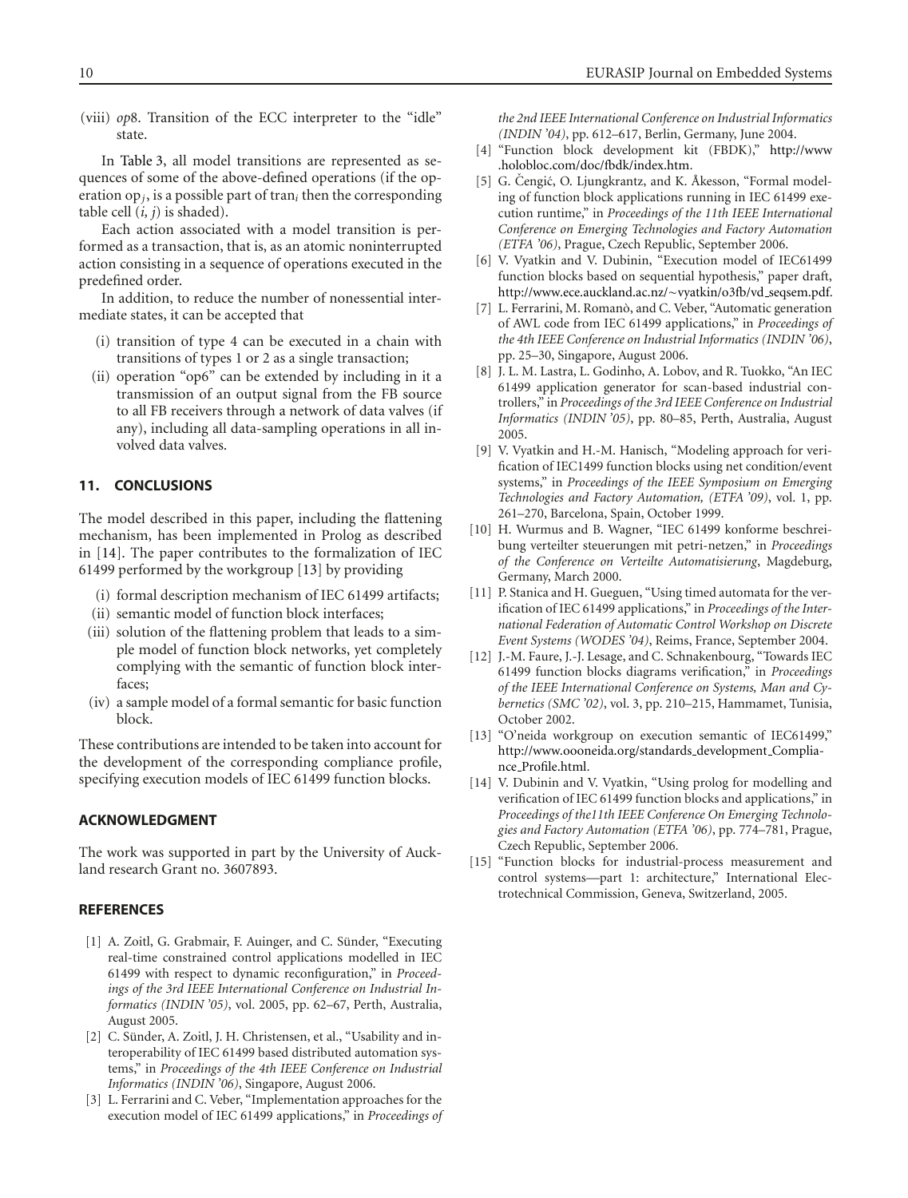(viii) *op*8. Transition of the ECC interpreter to the "idle" state.

In Table 3, all model transitions are represented as sequences of some of the above-defined operations (if the operation $op_j$, is a possible part of $tran_i$ then the corresponding table cell $(i, j)$ is shaded).

Each action associated with a model transition is performed as a transaction, that is, as an atomic noninterrupted action consisting in a sequence of operations executed in the predefined order.

In addition, to reduce the number of nonessential intermediate states, it can be accepted that

- (i) transition of type 4 can be executed in a chain with transitions of types 1 or 2 as a single transaction;
- (ii) operation "op6" can be extended by including in it a transmission of an output signal from the FB source to all FB receivers through a network of data valves (if any), including all data-sampling operations in all involved data valves.

## 11. CONCLUSIONS

The model described in this paper, including the flattening mechanism, has been implemented in Prolog as described in [14]. The paper contributes to the formalization of IEC 61499 performed by the workgroup [13] by providing

- (i) formal description mechanism of IEC 61499 artifacts;
- (ii) semantic model of function block interfaces;
- (iii) solution of the flattening problem that leads to a simple model of function block networks, yet completely complying with the semantic of function block interfaces;
- (iv) a sample model of a formal semantic for basic function block.

These contributions are intended to be taken into account for the development of the corresponding compliance profile, specifying execution models of IEC 61499 function blocks.

## ACKNOWLEDGMENT

The work was supported in part by the University of Auckland research Grant no. 3607893.

## REFERENCES

[1] A. Zoitl, G. Grabmair, F. Auinger, and C. Sünder, "Executing real-time constrained control applications modelled in IEC 61499 with respect to dynamic reconfiguration," in *Proceedings of the 3rd IEEE International Conference on Industrial Informatics (INDIN '05)*, vol. 2005, pp. 62–67, Perth, Australia, August 2005.

[2] C. Sünder, A. Zoitl, J. H. Christensen, et al., "Usability and interoperability of IEC 61499 based distributed automation systems," in *Proceedings of the 4th IEEE Conference on Industrial Informatics (INDIN '06)*, Singapore, August 2006.

[3] L. Ferrarini and C. Veber, "Implementation approaches for the execution model of IEC 61499 applications," in *Proceedings of the 2nd IEEE International Conference on Industrial Informatics (INDIN '04)*, pp. 612–617, Berlin, Germany, June 2004.

[4] "Function block development kit (FBDK)," http://www.holobloc.com/doc/fbdk/index.htm.

[5] G. Čengić, O. Ljungkrantz, and K. Åkesson, "Formal modeling of function block applications running in IEC 61499 execution runtime," in *Proceedings of the 11th IEEE International Conference on Emerging Technologies and Factory Automation (ETFA '06)*, Prague, Czech Republic, September 2006.

[6] V. Vyatkin and V. Dubinin, "Execution model of IEC61499 function blocks based on sequential hypothesis," paper draft, http://www.ece.auckland.ac.nz/∼vyatkin/o3fb/vd_seqsem.pdf.

[7] L. Ferrarini, M. Romanò, and C. Veber, "Automatic generation of AWL code from IEC 61499 applications," in *Proceedings of the 4th IEEE Conference on Industrial Informatics (INDIN '06)*, pp. 25–30, Singapore, August 2006.

[8] J. L. M. Lastra, L. Godinho, A. Lobov, and R. Tuokko, "An IEC 61499 application generator for scan-based industrial controllers," in *Proceedings of the 3rd IEEE Conference on Industrial Informatics (INDIN '05)*, pp. 80–85, Perth, Australia, August 2005.

[9] V. Vyatkin and H.-M. Hanisch, "Modeling approach for verification of IEC1499 function blocks using net condition/event systems," in *Proceedings of the IEEE Symposium on Emerging Technologies and Factory Automation, (ETFA '09)*, vol. 1, pp. 261–270, Barcelona, Spain, October 1999.

[10] H. Wurmus and B. Wagner, "IEC 61499 konforme beschreibung verteilter steuerungen mit petri-netzen," in *Proceedings of the Conference on Verteilte Automatisierung*, Magdeburg, Germany, March 2000.

[11] P. Stanica and H. Gueguen, "Using timed automata for the verification of IEC 61499 applications," in *Proceedings of the International Federation of Automatic Control Workshop on Discrete Event Systems (WODES '04)*, Reims, France, September 2004.

[12] J.-M. Faure, J.-J. Lesage, and C. Schnakenbourg, "Towards IEC 61499 function blocks diagrams verification," in *Proceedings of the IEEE International Conference on Systems, Man and Cybernetics (SMC '02)*, vol. 3, pp. 210–215, Hammamet, Tunisia, October 2002.

[13] "O'neida workgroup on execution semantic of IEC61499," http://www.oooneida.org/standards_development_Compliance_Profile.html.

[14] V. Dubinin and V. Vyatkin, "Using prolog for modelling and verification of IEC 61499 function blocks and applications," in *Proceedings of the11th IEEE Conference On Emerging Technologies and Factory Automation (ETFA '06)*, pp. 774–781, Prague, Czech Republic, September 2006.

[15] "Function blocks for industrial-process measurement and control systems—part 1: architecture," International Electrotechnical Commission, Geneva, Switzerland, 2005.